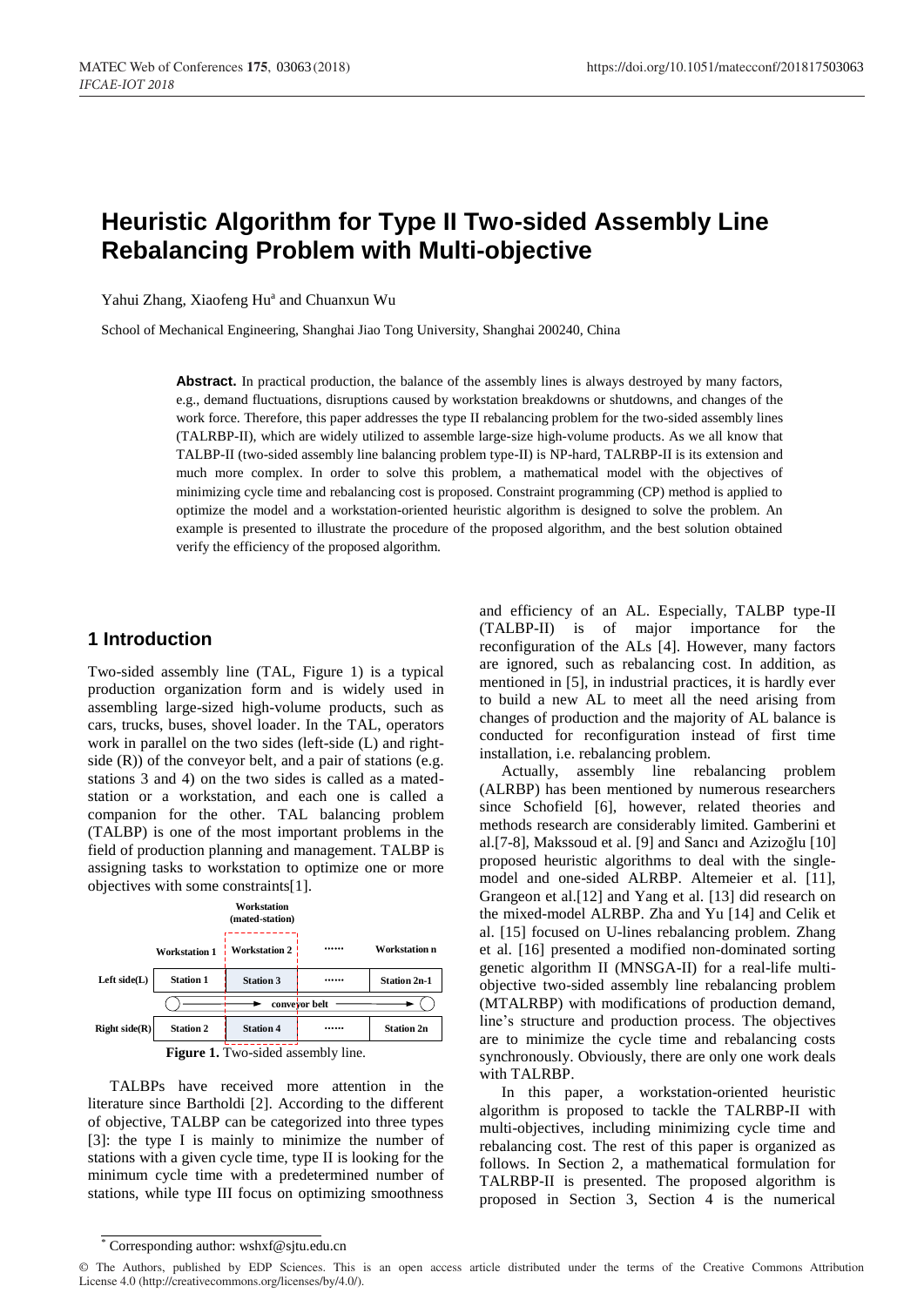# Heuristic Algorithm for Type II Two-sided Assembly Line Rebalancing Problem with Multi-objective

Yahui Zhang, Xiaofeng Hu[a] and Chuanxun Wu

School of Mechanical Engineering, Shanghai Jiao Tong University, Shanghai 200240, China

**Abstract.** In practical production, the balance of the assembly lines is always destroyed by many factors, e.g., demand fluctuations, disruptions caused by workstation breakdowns or shutdowns, and changes of the work force. Therefore, this paper addresses the type II rebalancing problem for the two-sided assembly lines (TALRBP-II), which are widely utilized to assemble large-size high-volume products. As we all know that TALBP-II (two-sided assembly line balancing problem type-II) is NP-hard, TALRBP-II is its extension and much more complex. In order to solve this problem, a mathematical model with the objectives of minimizing cycle time and rebalancing cost is proposed. Constraint programming (CP) method is applied to optimize the model and a workstation-oriented heuristic algorithm is designed to solve the problem. An example is presented to illustrate the procedure of the proposed algorithm, and the best solution obtained verify the efficiency of the proposed algorithm.

## 1 Introduction

Two-sided assembly line (TAL, Figure 1) is a typical production organization form and is widely used in assembling large-sized high-volume products, such as cars, trucks, buses, shovel loader. In the TAL, operators work in parallel on the two sides (left-side (L) and right-side (R)) of the conveyor belt, and a pair of stations (e.g. stations 3 and 4) on the two sides is called as a mated-station or a workstation, and each one is called a companion for the other. TAL balancing problem (TALBP) is one of the most important problems in the field of production planning and management. TALBP is assigning tasks to workstation to optimize one or more objectives with some constraints[1].

| | Workstation 1 | Workstation 2 | ...... | Workstation n |
|---|---|---|---|---|
| Left side(L) | Station 1 | Station 3 | ...... | Station 2n-1 |
| | | conveyor belt | | |
| Right side(R) | Station 2 | Station 4 | ...... | Station 2n |

**Figure 1.** Two-sided assembly line.

TALBPs have received more attention in the literature since Bartholdi [2]. According to the different of objective, TALBP can be categorized into three types [3]: the type I is mainly to minimize the number of stations with a given cycle time, type II is looking for the minimum cycle time with a predetermined number of stations, while type III focus on optimizing smoothness and efficiency of an AL. Especially, TALBP type-II (TALBP-II) is of major importance for the reconfiguration of the ALs [4]. However, many factors are ignored, such as rebalancing cost. In addition, as mentioned in [5], in industrial practices, it is hardly ever to build a new AL to meet all the need arising from changes of production and the majority of AL balance is conducted for reconfiguration instead of first time installation, i.e. rebalancing problem.

Actually, assembly line rebalancing problem (ALRBP) has been mentioned by numerous researchers since Schofield [6], however, related theories and methods research are considerably limited. Gamberini et al.[7-8], Makssoud et al. [9] and Sancı and Azizoğlu [10] proposed heuristic algorithms to deal with the single-model and one-sided ALRBP. Altemeier et al. [11], Grangeon et al.[12] and Yang et al. [13] did research on the mixed-model ALRBP. Zha and Yu [14] and Celik et al. [15] focused on U-lines rebalancing problem. Zhang et al. [16] presented a modified non-dominated sorting genetic algorithm II (MNSGA-II) for a real-life multi-objective two-sided assembly line rebalancing problem (MTALRBP) with modifications of production demand, line's structure and production process. The objectives are to minimize the cycle time and rebalancing costs synchronously. Obviously, there are only one work deals with TALRBP.

In this paper, a workstation-oriented heuristic algorithm is proposed to tackle the TALRBP-II with multi-objectives, including minimizing cycle time and rebalancing cost. The rest of this paper is organized as follows. In Section 2, a mathematical formulation for TALRBP-II is presented. The proposed algorithm is proposed in Section 3, Section 4 is the numerical

---

[a] Corresponding author: wshxf@sjtu.edu.cn

© The Authors, published by EDP Sciences. This is an open access article distributed under the terms of the Creative Commons Attribution License 4.0 (http://creativecommons.org/licenses/by/4.0/).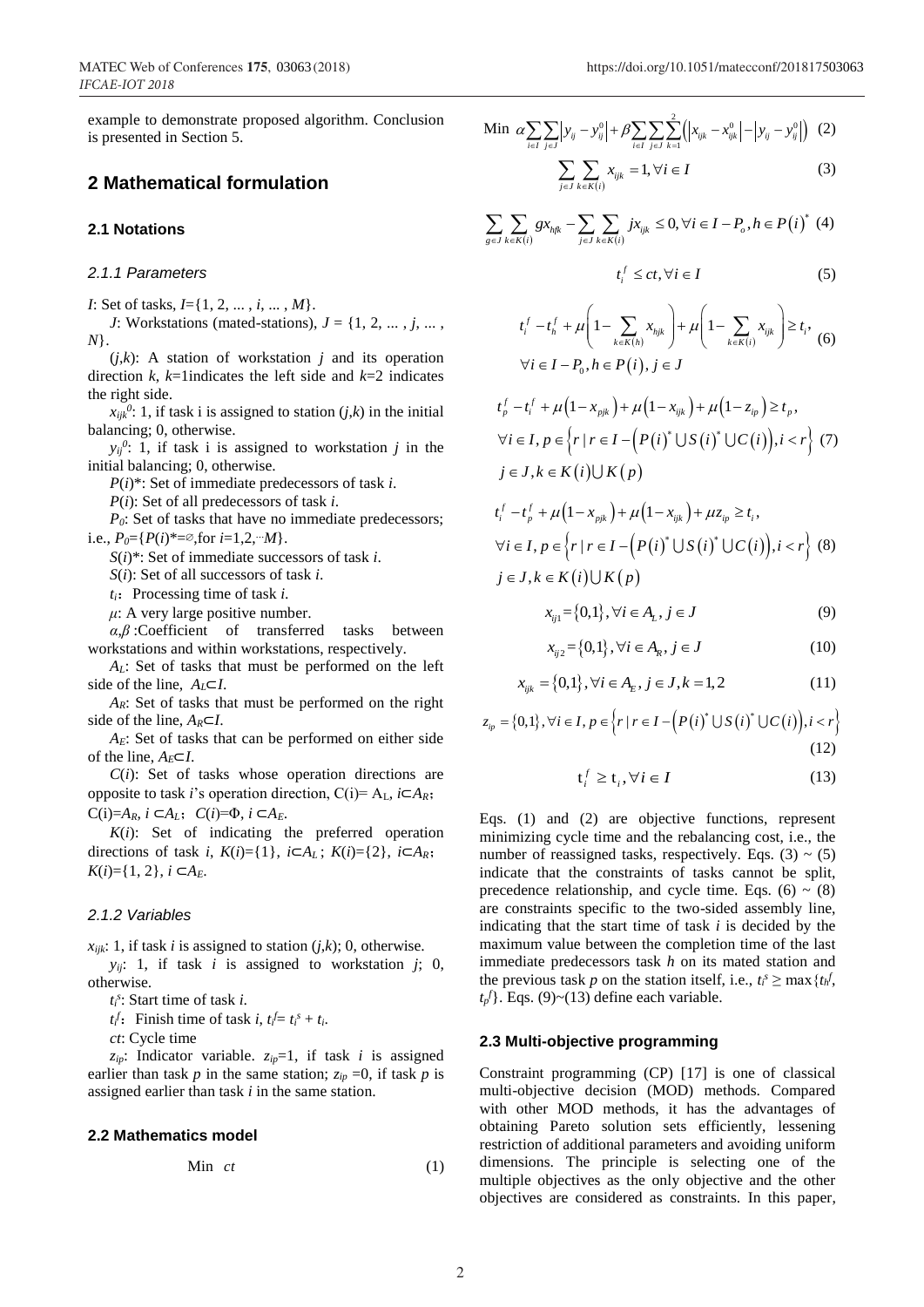example to demonstrate proposed algorithm. Conclusion is presented in Section 5.

## 2 Mathematical formulation

### 2.1 Notations

#### 2.1.1 Parameters

*I*: Set of tasks, $I=\{1, 2, ... , i, ... , M\}$.

*J*: Workstations (mated-stations), $J = \{1, 2, ... , j, ... , N\}$.

$(j,k)$: A station of workstation $j$ and its operation direction $k$, $k$=1indicates the left side and $k$=2 indicates the right side.

$x_{ijk}^0$: 1, if task i is assigned to station $(j,k)$ in the initial balancing; 0, otherwise.

$y_{ij}^0$: 1, if task i is assigned to workstation $j$ in the initial balancing; 0, otherwise.

$P(i)^*$: Set of immediate predecessors of task $i$.

$P(i)$: Set of all predecessors of task $i$.

$P_0$: Set of tasks that have no immediate predecessors; i.e., $P_0=\{P(i)^*=\varnothing, \text{for } i=1,2,\cdots M\}$.

$S(i)^*$: Set of immediate successors of task $i$.

$S(i)$: Set of all successors of task $i$.

$t_i$: Processing time of task $i$.

$\mu$: A very large positive number.

$\alpha,\beta$ :Coefficient of transferred tasks between workstations and within workstations, respectively.

$A_L$: Set of tasks that must be performed on the left side of the line, $A_L \subset I$.

$A_R$: Set of tasks that must be performed on the right side of the line, $A_R \subset I$.

$A_E$: Set of tasks that can be performed on either side of the line, $A_E \subset I$.

$C(i)$: Set of tasks whose operation directions are opposite to task $i$'s operation direction, $C(i)= A_L$, $i \subset A_R$; $C(i)=A_R$, $i \subset A_L$; $C(i)=\Phi$, $i \subset A_E$.

$K(i)$: Set of indicating the preferred operation directions of task $i$, $K(i)=\{1\}$, $i \subset A_L$; $K(i)=\{2\}$, $i \subset A_R$; $K(i)=\{1, 2\}$, $i \subset A_E$.

#### 2.1.2 Variables

$x_{ijk}$: 1, if task $i$ is assigned to station $(j,k)$; 0, otherwise.

$y_{ij}$: 1, if task $i$ is assigned to workstation $j$; 0, otherwise.

$t_i^s$: Start time of task $i$.

$t_i^f$: Finish time of task $i$, $t_i^f = t_i^s + t_i$.

$ct$: Cycle time

$z_{ip}$: Indicator variable. $z_{ip}$=1, if task $i$ is assigned earlier than task $p$ in the same station; $z_{ip}$ =0, if task $p$ is assigned earlier than task $i$ in the same station.

### 2.2 Mathematics model

$$\text{Min } ct \tag{1}$$

$$\text{Min } \alpha\sum_{i\in I}\sum_{j\in J}\left|y_{ij}-y_{ij}^0\right|+\beta\sum_{i\in I}\sum_{j\in J}\sum_{k=1}^{2}\left(\left|x_{ijk}-x_{ijk}^0\right|-\left|y_{ij}-y_{ij}^0\right|\right) \tag{2}$$

$$\sum_{j\in J}\sum_{k\in K(i)} x_{ijk}=1, \forall i\in I \tag{3}$$

$$\sum_{g\in J}\sum_{k\in K(i)} g x_{hjk}-\sum_{j\in J}\sum_{k\in K(i)} j x_{ijk}\le 0, \forall i\in I-P_o, h\in P(i)^* \tag{4}$$

$$t_i^f\le ct, \forall i\in I \tag{5}$$

$$t_i^f-t_h^f+\mu\left(1-\sum_{k\in K(h)}x_{hjk}\right)+\mu\left(1-\sum_{k\in K(i)}x_{ijk}\right)\ge t_i, \quad \forall i\in I-P_0, h\in P(i), j\in J \tag{6}$$

$$t_p^f-t_i^f+\mu\left(1-x_{pjk}\right)+\mu\left(1-x_{ijk}\right)+\mu\left(1-z_{ip}\right)\ge t_p, \quad \forall i\in I, p\in\left\{r\mid r\in I-\left(P(i)^*\cup S(i)^*\cup C(i)\right), i<r\right\}, \quad j\in J, k\in K(i)\cup K(p) \tag{7}$$

$$t_i^f-t_p^f+\mu\left(1-x_{pjk}\right)+\mu\left(1-x_{ijk}\right)+\mu z_{ip}\ge t_i, \quad \forall i\in I, p\in\left\{r\mid r\in I-\left(P(i)^*\cup S(i)^*\cup C(i)\right), i<r\right\}, \quad j\in J, k\in K(i)\cup K(p) \tag{8}$$

$$x_{ij1}=\{0,1\}, \forall i\in A_L, j\in J \tag{9}$$

$$x_{ij2}=\{0,1\}, \forall i\in A_R, j\in J \tag{10}$$

$$x_{ijk}=\{0,1\}, \forall i\in A_E, j\in J, k=1,2 \tag{11}$$

$$z_{ip}=\{0,1\}, \forall i\in I, p\in\left\{r\mid r\in I-\left(P(i)^*\cup S(i)^*\cup C(i)\right), i<r\right\} \tag{12}$$

$$t_i^f\ge t_i, \forall i\in I \tag{13}$$

Eqs. (1) and (2) are objective functions, represent minimizing cycle time and the rebalancing cost, i.e., the number of reassigned tasks, respectively. Eqs. (3) ~ (5) indicate that the constraints of tasks cannot be split, precedence relationship, and cycle time. Eqs. (6) ~ (8) are constraints specific to the two-sided assembly line, indicating that the start time of task $i$ is decided by the maximum value between the completion time of the last immediate predecessors task $h$ on its mated station and the previous task $p$ on the station itself, i.e., $t_i^s \ge \max\{t_h^f, t_p^f\}$. Eqs. (9)~(13) define each variable.

### 2.3 Multi-objective programming

Constraint programming (CP) [17] is one of classical multi-objective decision (MOD) methods. Compared with other MOD methods, it has the advantages of obtaining Pareto solution sets efficiently, lessening restriction of additional parameters and avoiding uniform dimensions. The principle is selecting one of the multiple objectives as the only objective and the other objectives are considered as constraints. In this paper,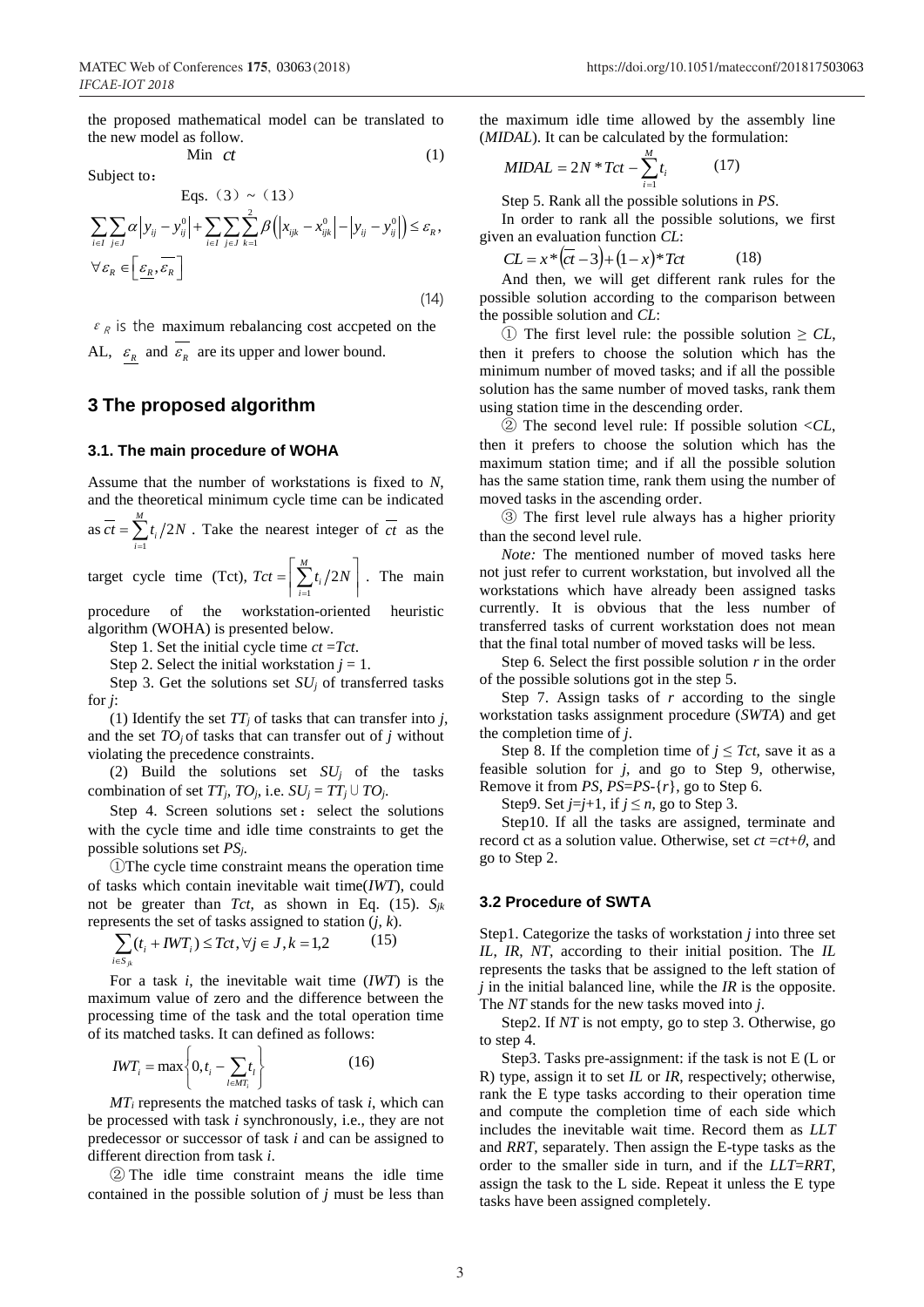the proposed mathematical model can be translated to the new model as follow.

$$\text{Min } ct \tag{1}$$

Subject to：

Eqs.（3）~（13）

$$\sum_{i \in I} \sum_{j \in J} \alpha \left| y_{ij} - y_{ij}^0 \right| + \sum_{i \in I} \sum_{j \in J} \sum_{k=1}^{2} \beta \left( \left| x_{ijk} - x_{ijk}^0 \right| - \left| y_{ij} - y_{ij}^0 \right| \right) \le \varepsilon_R, \quad \forall \varepsilon_R \in \left[ \underline{\varepsilon_R}, \overline{\varepsilon_R} \right] \tag{14}$$

$\varepsilon_R$ is the maximum rebalancing cost accpeted on the AL, $\underline{\varepsilon_R}$ and $\overline{\varepsilon_R}$ are its upper and lower bound.

## 3 The proposed algorithm

### 3.1. The main procedure of WOHA

Assume that the number of workstations is fixed to $N$, and the theoretical minimum cycle time can be indicated as $\overline{ct} = \sum_{i=1}^{M} t_i / 2N$. Take the nearest integer of $\overline{ct}$ as the target cycle time (Tct), $Tct = \left\lceil \sum_{i=1}^{M} t_i / 2N \right\rceil$. The main procedure of the workstation-oriented heuristic algorithm (WOHA) is presented below.

Step 1. Set the initial cycle time $ct = Tct$.

Step 2. Select the initial workstation $j = 1$.

Step 3. Get the solutions set $SU_j$ of transferred tasks for $j$:

(1) Identify the set $TT_j$ of tasks that can transfer into $j$, and the set $TO_j$ of tasks that can transfer out of $j$ without violating the precedence constraints.

(2) Build the solutions set $SU_j$ of the tasks combination of set $TT_j$, $TO_j$, i.e. $SU_j = TT_j \cup TO_j$.

Step 4. Screen solutions set：select the solutions with the cycle time and idle time constraints to get the possible solutions set $PS_j$.

①The cycle time constraint means the operation time of tasks which contain inevitable wait time(*IWT*), could not be greater than *Tct*, as shown in Eq. (15). $S_{jk}$ represents the set of tasks assigned to station $(j, k)$.

$$\sum_{i \in S_{jk}} (t_i + IWT_i) \le Tct, \forall j \in J, k = 1,2 \tag{15}$$

For a task $i$, the inevitable wait time (*IWT*) is the maximum value of zero and the difference between the processing time of the task and the total operation time of its matched tasks. It can defined as follows:

$$IWT_i = \max\left\{ 0, t_i - \sum_{l \in MT_i} t_l \right\} \tag{16}$$

$MT_i$ represents the matched tasks of task $i$, which can be processed with task $i$ synchronously, i.e., they are not predecessor or successor of task $i$ and can be assigned to different direction from task $i$.

② The idle time constraint means the idle time contained in the possible solution of $j$ must be less than the maximum idle time allowed by the assembly line (*MIDAL*). It can be calculated by the formulation:

$$MIDAL = 2N * Tct - \sum_{i=1}^{M} t_i \tag{17}$$

Step 5. Rank all the possible solutions in *PS*.

In order to rank all the possible solutions, we first given an evaluation function *CL*:

$$CL = x * \left( \overline{ct} - 3 \right) + (1 - x) * Tct \tag{18}$$

And then, we will get different rank rules for the possible solution according to the comparison between the possible solution and *CL*:

① The first level rule: the possible solution $\ge CL$, then it prefers to choose the solution which has the minimum number of moved tasks; and if all the possible solution has the same number of moved tasks, rank them using station time in the descending order.

② The second level rule: If possible solution $< CL$, then it prefers to choose the solution which has the maximum station time; and if all the possible solution has the same station time, rank them using the number of moved tasks in the ascending order.

③ The first level rule always has a higher priority than the second level rule.

*Note:* The mentioned number of moved tasks here not just refer to current workstation, but involved all the workstations which have already been assigned tasks currently. It is obvious that the less number of transferred tasks of current workstation does not mean that the final total number of moved tasks will be less.

Step 6. Select the first possible solution $r$ in the order of the possible solutions got in the step 5.

Step 7. Assign tasks of $r$ according to the single workstation tasks assignment procedure (*SWTA*) and get the completion time of $j$.

Step 8. If the completion time of $j \le Tct$, save it as a feasible solution for $j$, and go to Step 9, otherwise, Remove it from *PS*, $PS = PS - \{r\}$, go to Step 6.

Step9. Set $j = j+1$, if $j \le n$, go to Step 3.

Step10. If all the tasks are assigned, terminate and record ct as a solution value. Otherwise, set $ct = ct + \theta$, and go to Step 2.

### 3.2 Procedure of SWTA

Step1. Categorize the tasks of workstation $j$ into three set *IL*, *IR*, *NT*, according to their initial position. The *IL* represents the tasks that be assigned to the left station of $j$ in the initial balanced line, while the *IR* is the opposite. The *NT* stands for the new tasks moved into $j$.

Step2. If *NT* is not empty, go to step 3. Otherwise, go to step 4.

Step3. Tasks pre-assignment: if the task is not E (L or R) type, assign it to set *IL* or *IR*, respectively; otherwise, rank the E type tasks according to their operation time and compute the completion time of each side which includes the inevitable wait time. Record them as *LLT* and *RRT*, separately. Then assign the E-type tasks as the order to the smaller side in turn, and if the *LLT*=*RRT*, assign the task to the L side. Repeat it unless the E type tasks have been assigned completely.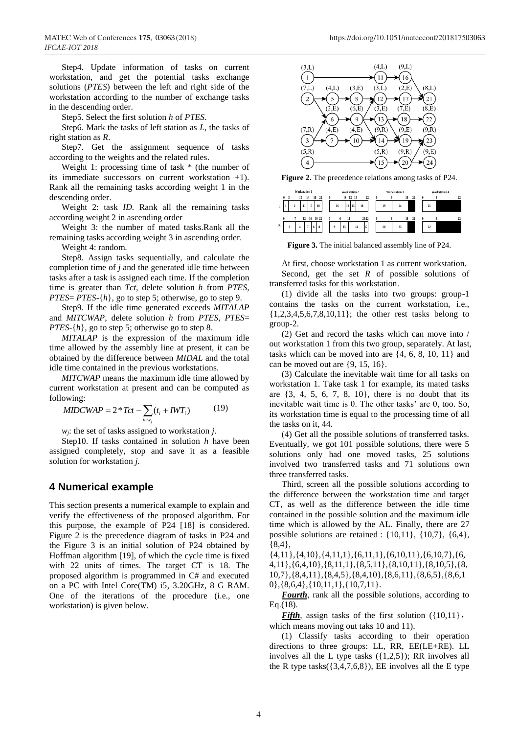Step4. Update information of tasks on current workstation, and get the potential tasks exchange solutions (*PTES*) between the left and right side of the workstation according to the number of exchange tasks in the descending order.

Step5. Select the first solution *h* of *PTES*.

Step6. Mark the tasks of left station as *L*, the tasks of right station as *R*.

Step7. Get the assignment sequence of tasks according to the weights and the related rules.

Weight 1: processing time of task * (the number of its immediate successors on current workstation +1). Rank all the remaining tasks according weight 1 in the descending order.

Weight 2: task *ID*. Rank all the remaining tasks according weight 2 in ascending order

Weight 3: the number of mated tasks.Rank all the remaining tasks according weight 3 in ascending order.

Weight 4: random.

Step8. Assign tasks sequentially, and calculate the completion time of *j* and the generated idle time between tasks after a task is assigned each time. If the completion time is greater than *Tct*, delete solution *h* from *PTES*, *PTES*= *PTES*-{*h*}, go to step 5; otherwise, go to step 9.

Step9. If the idle time generated exceeds *MITALAP* and *MITCWAP*, delete solution *h* from *PTES*, *PTES*= *PTES*-{*h*}, go to step 5; otherwise go to step 8.

*MITALAP* is the expression of the maximum idle time allowed by the assembly line at present, it can be obtained by the difference between *MIDAL* and the total idle time contained in the previous workstations.

*MITCWAP* means the maximum idle time allowed by current workstation at present and can be computed as following:

$$MIDCWAP = 2*Tct - \sum_{i \in w_j}(t_i + IWT_i) \tag{19}$$

$w_j$: the set of tasks assigned to workstation *j*.

Step10. If tasks contained in solution *h* have been assigned completely, stop and save it as a feasible solution for workstation *j*.

## 4 Numerical example

This section presents a numerical example to explain and verify the effectiveness of the proposed algorithm. For this purpose, the example of P24 [18] is considered. Figure 2 is the precedence diagram of tasks in P24 and the Figure 3 is an initial solution of P24 obtained by Hoffman algorithm [19], of which the cycle time is fixed with 22 units of times. The target CT is 18. The proposed algorithm is programmed in C# and executed on a PC with Intel Core(TM) i5, 3.20GHz, 8 G RAM. One of the iterations of the procedure (i.e., one workstation) is given below.

**Figure 2.** The precedence relations among tasks of P24.

**Figure 3.** The initial balanced assembly line of P24.

At first, choose workstation 1 as current workstation.

Second, get the set *R* of possible solutions of transferred tasks for this workstation.

(1) divide all the tasks into two groups: group-1 contains the tasks on the current workstation, i.e., {1,2,3,4,5,6,7,8,10,11}; the other rest tasks belong to group-2.

(2) Get and record the tasks which can move into / out workstation 1 from this two group, separately. At last, tasks which can be moved into are {4, 6, 8, 10, 11} and can be moved out are {9, 15, 16}.

(3) Calculate the inevitable wait time for all tasks on workstation 1. Take task 1 for example, its mated tasks are {3, 4, 5, 6, 7, 8, 10}, there is no doubt that its inevitable wait time is 0. The other tasks' are 0, too. So, its workstation time is equal to the processing time of all the tasks on it, 44.

(4) Get all the possible solutions of transferred tasks. Eventually, we got 101 possible solutions, there were 5 solutions only had one moved tasks, 25 solutions involved two transferred tasks and 71 solutions own three transferred tasks.

Third, screen all the possible solutions according to the difference between the workstation time and target CT, as well as the difference between the idle time contained in the possible solution and the maximum idle time which is allowed by the AL. Finally, there are 27 possible solutions are retained : {10,11}, {10,7}, {6,4}, {8,4}, {4,11},{4,10},{4,11,1},{6,11,1},{6,10,11},{6,10,7},{6,4,11},{6,4,10},{8,11,1},{8,5,11},{8,10,11},{8,10,5},{8,10,7},{8,4,11},{8,4,5},{8,4,10},{8,6,11},{8,6,5},{8,6,10},{8,6,4},{10,11,1},{10,7,11}.

***Fourth***, rank all the possible solutions, according to Eq.(18).

***Fifth***, assign tasks of the first solution ({10,11}, which means moving out taks 10 and 11).

(1) Classify tasks according to their operation directions to three groups: LL, RR, EE(LE+RE). LL involves all the L type tasks ({1,2,5}); RR involves all the R type tasks({3,4,7,6,8}), EE involves all the E type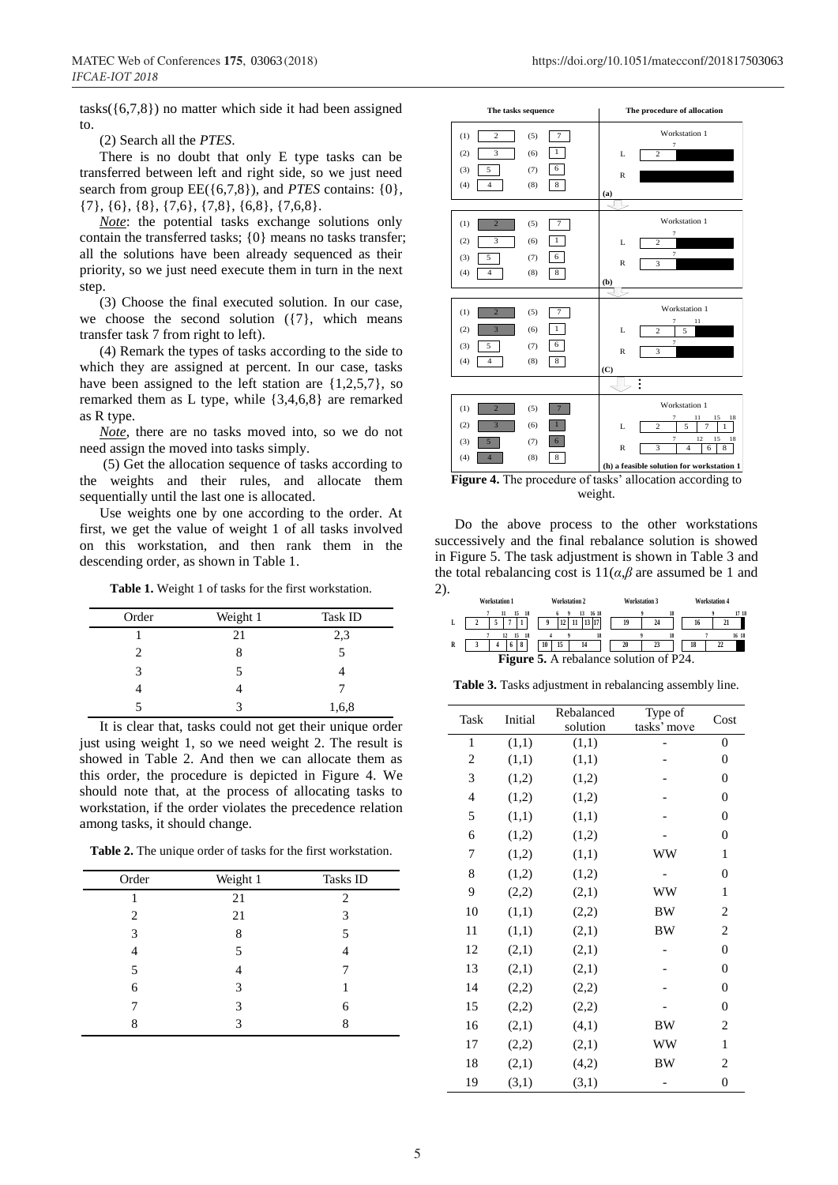tasks({6,7,8}) no matter which side it had been assigned to.

(2) Search all the *PTES*.

There is no doubt that only E type tasks can be transferred between left and right side, so we just need search from group EE({6,7,8}), and *PTES* contains: {0}, {7}, {6}, {8}, {7,6}, {7,8}, {6,8}, {7,6,8}.

*Note*: the potential tasks exchange solutions only contain the transferred tasks; {0} means no tasks transfer; all the solutions have been already sequenced as their priority, so we just need execute them in turn in the next step.

(3) Choose the final executed solution. In our case, we choose the second solution ({7}, which means transfer task 7 from right to left).

(4) Remark the types of tasks according to the side to which they are assigned at percent. In our case, tasks have been assigned to the left station are {1,2,5,7}, so remarked them as L type, while {3,4,6,8} are remarked as R type.

*Note*, there are no tasks moved into, so we do not need assign the moved into tasks simply.

(5) Get the allocation sequence of tasks according to the weights and their rules, and allocate them sequentially until the last one is allocated.

Use weights one by one according to the order. At first, we get the value of weight 1 of all tasks involved on this workstation, and then rank them in the descending order, as shown in Table 1.

**Table 1.** Weight 1 of tasks for the first workstation.

| Order | Weight 1 | Task ID |
|---|---|---|
| 1 | 21 | 2,3 |
| 2 | 8 | 5 |
| 3 | 5 | 4 |
| 4 | 4 | 7 |
| 5 | 3 | 1,6,8 |

It is clear that, tasks could not get their unique order just using weight 1, so we need weight 2. The result is showed in Table 2. And then we can allocate them as this order, the procedure is depicted in Figure 4. We should note that, at the process of allocating tasks to workstation, if the order violates the precedence relation among tasks, it should change.

**Table 2.** The unique order of tasks for the first workstation.

| Order | Weight 1 | Tasks ID |
|---|---|---|
| 1 | 21 | 2 |
| 2 | 21 | 3 |
| 3 | 8 | 5 |
| 4 | 5 | 4 |
| 5 | 4 | 7 |
| 6 | 3 | 1 |
| 7 | 3 | 6 |
| 8 | 3 | 8 |

**Figure 4.** The procedure of tasks' allocation according to weight.

Do the above process to the other workstations successively and the final rebalance solution is showed in Figure 5. The task adjustment is shown in Table 3 and the total rebalancing cost is 11($\alpha$,$\beta$ are assumed be 1 and 2).

**Figure 5.** A rebalance solution of P24.

**Table 3.** Tasks adjustment in rebalancing assembly line.

| Task | Initial | Rebalanced solution | Type of tasks' move | Cost |
|---|---|---|---|---|
| 1 | (1,1) | (1,1) | - | 0 |
| 2 | (1,1) | (1,1) | - | 0 |
| 3 | (1,2) | (1,2) | - | 0 |
| 4 | (1,2) | (1,2) | - | 0 |
| 5 | (1,1) | (1,1) | - | 0 |
| 6 | (1,2) | (1,2) | - | 0 |
| 7 | (1,2) | (1,1) | WW | 1 |
| 8 | (1,2) | (1,2) | - | 0 |
| 9 | (2,2) | (2,1) | WW | 1 |
| 10 | (1,1) | (2,2) | BW | 2 |
| 11 | (1,1) | (2,1) | BW | 2 |
| 12 | (2,1) | (2,1) | - | 0 |
| 13 | (2,1) | (2,1) | - | 0 |
| 14 | (2,2) | (2,2) | - | 0 |
| 15 | (2,2) | (2,2) | - | 0 |
| 16 | (2,1) | (4,1) | BW | 2 |
| 17 | (2,2) | (2,1) | WW | 1 |
| 18 | (2,1) | (4,2) | BW | 2 |
| 19 | (3,1) | (3,1) | - | 0 |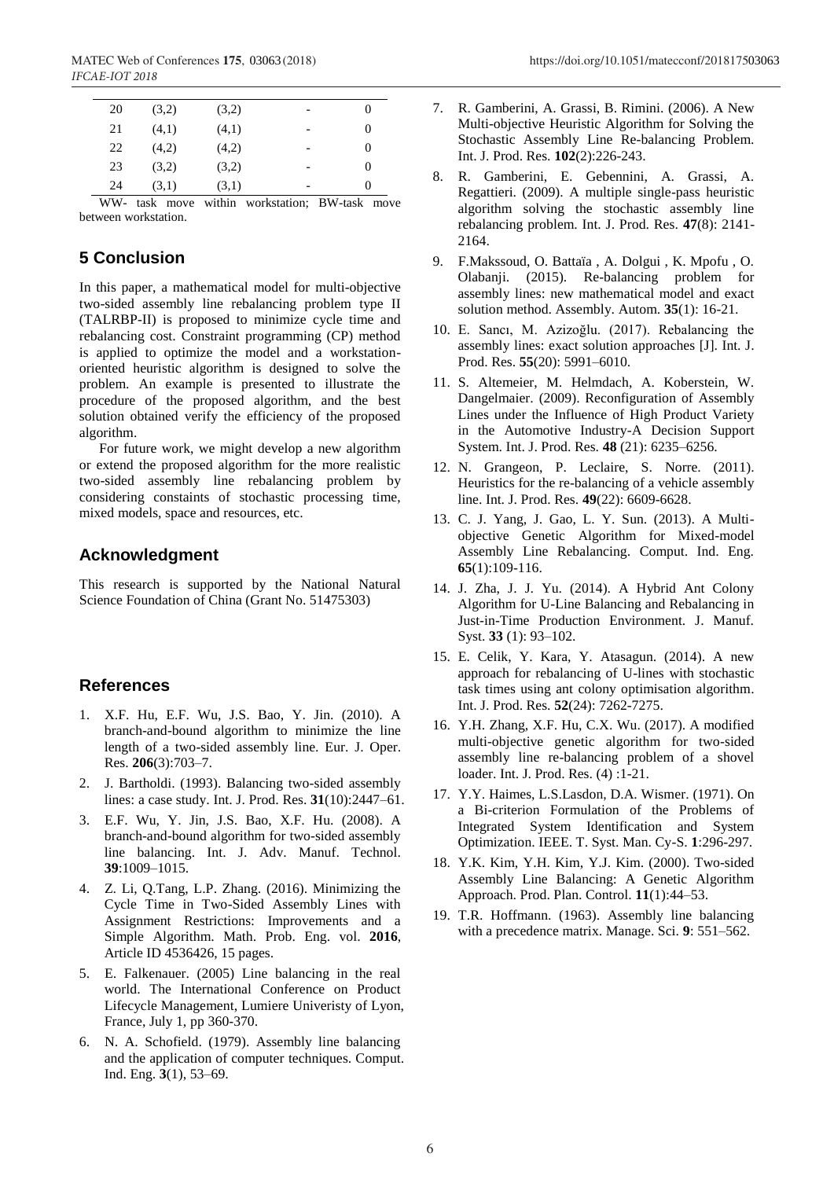| | | | | |
|---|---|---|---|---|
| 20 | (3,2) | (3,2) | - | 0 |
| 21 | (4,1) | (4,1) | - | 0 |
| 22 | (4,2) | (4,2) | - | 0 |
| 23 | (3,2) | (3,2) | - | 0 |
| 24 | (3,1) | (3,1) | - | 0 |

WW- task move within workstation; BW-task move between workstation.

## 5 Conclusion

In this paper, a mathematical model for multi-objective two-sided assembly line rebalancing problem type II (TALRBP-II) is proposed to minimize cycle time and rebalancing cost. Constraint programming (CP) method is applied to optimize the model and a workstation-oriented heuristic algorithm is designed to solve the problem. An example is presented to illustrate the procedure of the proposed algorithm, and the best solution obtained verify the efficiency of the proposed algorithm.

For future work, we might develop a new algorithm or extend the proposed algorithm for the more realistic two-sided assembly line rebalancing problem by considering constaints of stochastic processing time, mixed models, space and resources, etc.

## Acknowledgment

This research is supported by the National Natural Science Foundation of China (Grant No. 51475303)

## References

1. X.F. Hu, E.F. Wu, J.S. Bao, Y. Jin. (2010). A branch-and-bound algorithm to minimize the line length of a two-sided assembly line. Eur. J. Oper. Res. **206**(3):703–7.
2. J. Bartholdi. (1993). Balancing two-sided assembly lines: a case study. Int. J. Prod. Res. **31**(10):2447–61.
3. E.F. Wu, Y. Jin, J.S. Bao, X.F. Hu. (2008). A branch-and-bound algorithm for two-sided assembly line balancing. Int. J. Adv. Manuf. Technol. **39**:1009–1015.
4. Z. Li, Q.Tang, L.P. Zhang. (2016). Minimizing the Cycle Time in Two-Sided Assembly Lines with Assignment Restrictions: Improvements and a Simple Algorithm. Math. Prob. Eng. vol. **2016**, Article ID 4536426, 15 pages.
5. E. Falkenauer. (2005) Line balancing in the real world. The International Conference on Product Lifecycle Management, Lumiere Univeristy of Lyon, France, July 1, pp 360-370.
6. N. A. Schofield. (1979). Assembly line balancing and the application of computer techniques. Comput. Ind. Eng. **3**(1), 53–69.
7. R. Gamberini, A. Grassi, B. Rimini. (2006). A New Multi-objective Heuristic Algorithm for Solving the Stochastic Assembly Line Re-balancing Problem. Int. J. Prod. Res. **102**(2):226-243.
8. R. Gamberini, E. Gebennini, A. Grassi, A. Regattieri. (2009). A multiple single-pass heuristic algorithm solving the stochastic assembly line rebalancing problem. Int. J. Prod. Res. **47**(8): 2141-2164.
9. F.Makssoud, O. Battaïa , A. Dolgui , K. Mpofu , O. Olabanji. (2015). Re-balancing problem for assembly lines: new mathematical model and exact solution method. Assembly. Autom. **35**(1): 16-21.
10. E. Sancı, M. Azizoğlu. (2017). Rebalancing the assembly lines: exact solution approaches [J]. Int. J. Prod. Res. **55**(20): 5991–6010.
11. S. Altemeier, M. Helmdach, A. Koberstein, W. Dangelmaier. (2009). Reconfiguration of Assembly Lines under the Influence of High Product Variety in the Automotive Industry-A Decision Support System. Int. J. Prod. Res. **48** (21): 6235–6256.
12. N. Grangeon, P. Leclaire, S. Norre. (2011). Heuristics for the re-balancing of a vehicle assembly line. Int. J. Prod. Res. **49**(22): 6609-6628.
13. C. J. Yang, J. Gao, L. Y. Sun. (2013). A Multi-objective Genetic Algorithm for Mixed-model Assembly Line Rebalancing. Comput. Ind. Eng. **65**(1):109-116.
14. J. Zha, J. J. Yu. (2014). A Hybrid Ant Colony Algorithm for U-Line Balancing and Rebalancing in Just-in-Time Production Environment. J. Manuf. Syst. **33** (1): 93–102.
15. E. Celik, Y. Kara, Y. Atasagun. (2014). A new approach for rebalancing of U-lines with stochastic task times using ant colony optimisation algorithm. Int. J. Prod. Res. **52**(24): 7262-7275.
16. Y.H. Zhang, X.F. Hu, C.X. Wu. (2017). A modified multi-objective genetic algorithm for two-sided assembly line re-balancing problem of a shovel loader. Int. J. Prod. Res. (4) :1-21.
17. Y.Y. Haimes, L.S.Lasdon, D.A. Wismer. (1971). On a Bi-criterion Formulation of the Problems of Integrated System Identification and System Optimization. IEEE. T. Syst. Man. Cy-S. **1**:296-297.
18. Y.K. Kim, Y.H. Kim, Y.J. Kim. (2000). Two-sided Assembly Line Balancing: A Genetic Algorithm Approach. Prod. Plan. Control. **11**(1):44–53.
19. T.R. Hoffmann. (1963). Assembly line balancing with a precedence matrix. Manage. Sci. **9**: 551–562.